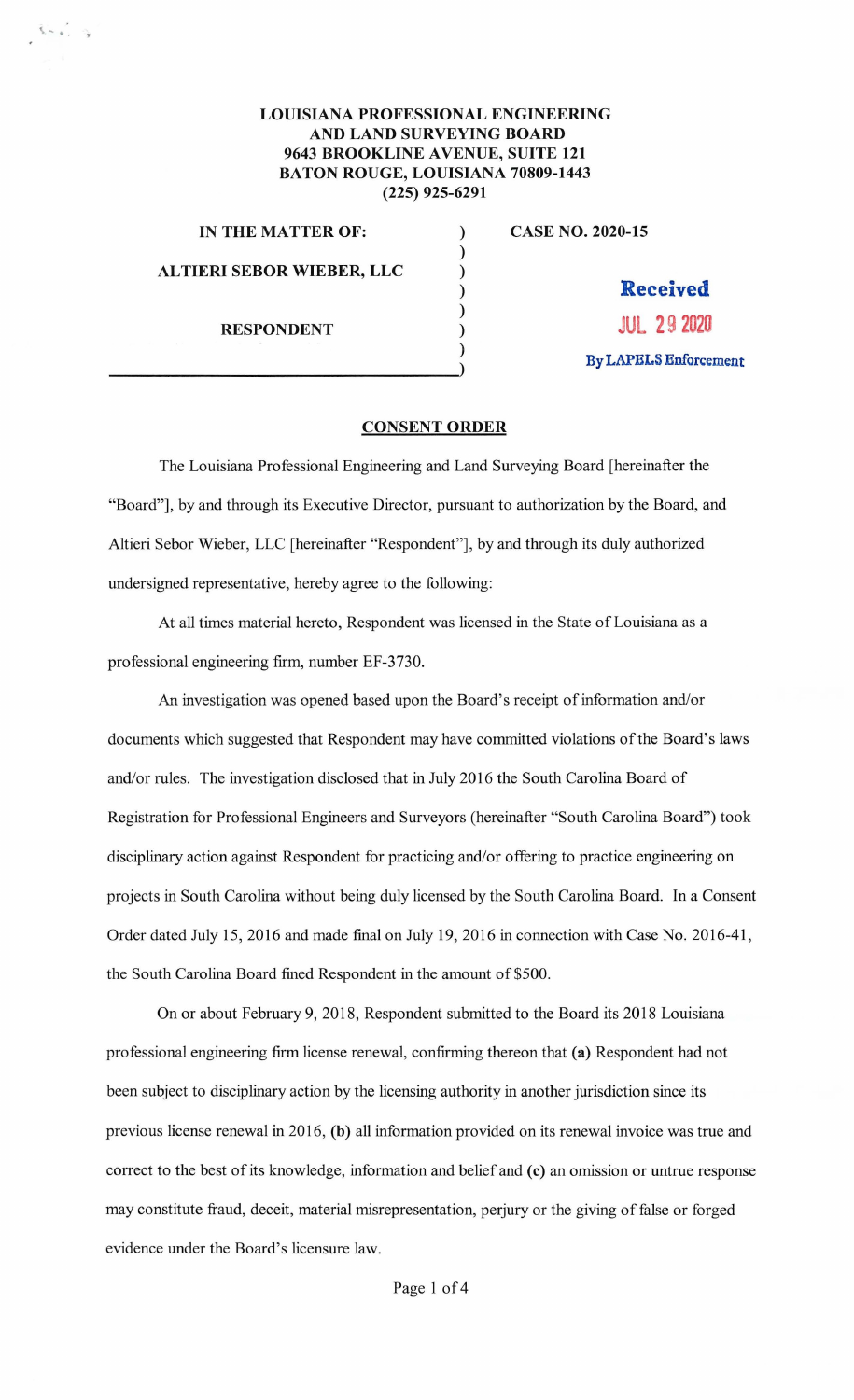**LOUISIANA PROFESSIONAL ENGINEERING AND LAND SURVEYING BOARD**
**9643 BROOKLINE AVENUE, SUITE 121**
**BATON ROUGE, LOUISIANA 70809-1443**
**(225) 925-6291**

**IN THE MATTER OF:** ) **CASE NO. 2020-15**

**ALTIERI SEBOR WIEBER, LLC** )

**RESPONDENT** )

Received
JUL 29 2020
By LAPELS Enforcement

## CONSENT ORDER

The Louisiana Professional Engineering and Land Surveying Board [hereinafter the "Board"], by and through its Executive Director, pursuant to authorization by the Board, and Altieri Sebor Wieber, LLC [hereinafter "Respondent"], by and through its duly authorized undersigned representative, hereby agree to the following:

At all times material hereto, Respondent was licensed in the State of Louisiana as a professional engineering firm, number EF-3730.

An investigation was opened based upon the Board's receipt of information and/or documents which suggested that Respondent may have committed violations of the Board's laws and/or rules. The investigation disclosed that in July 2016 the South Carolina Board of Registration for Professional Engineers and Surveyors (hereinafter "South Carolina Board") took disciplinary action against Respondent for practicing and/or offering to practice engineering on projects in South Carolina without being duly licensed by the South Carolina Board. In a Consent Order dated July 15, 2016 and made final on July 19, 2016 in connection with Case No. 2016-41, the South Carolina Board fined Respondent in the amount of $500.

On or about February 9, 2018, Respondent submitted to the Board its 2018 Louisiana professional engineering firm license renewal, confirming thereon that **(a)** Respondent had not been subject to disciplinary action by the licensing authority in another jurisdiction since its previous license renewal in 2016, **(b)** all information provided on its renewal invoice was true and correct to the best of its knowledge, information and belief and **(c)** an omission or untrue response may constitute fraud, deceit, material misrepresentation, perjury or the giving of false or forged evidence under the Board's licensure law.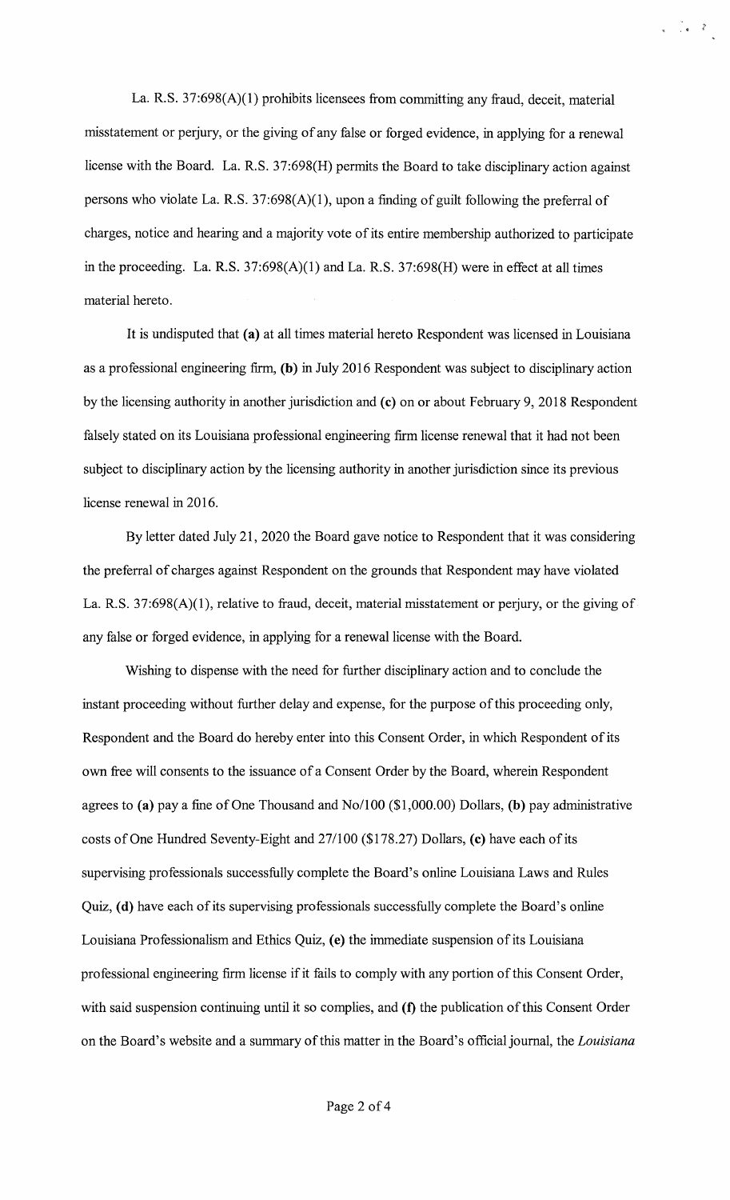La. R.S. 37:698(A)(1) prohibits licensees from committing any fraud, deceit, material misstatement or perjury, or the giving of any false or forged evidence, in applying for a renewal license with the Board. La. R.S. 37:698(H) permits the Board to take disciplinary action against persons who violate La. R.S. 37:698(A)(1), upon a finding of guilt following the preferral of charges, notice and hearing and a majority vote of its entire membership authorized to participate in the proceeding. La. R.S. 37:698(A)(1) and La. R.S. 37:698(H) were in effect at all times material hereto.

It is undisputed that **(a)** at all times material hereto Respondent was licensed in Louisiana as a professional engineering firm, **(b)** in July 2016 Respondent was subject to disciplinary action by the licensing authority in another jurisdiction and **(c)** on or about February 9, 2018 Respondent falsely stated on its Louisiana professional engineering firm license renewal that it had not been subject to disciplinary action by the licensing authority in another jurisdiction since its previous license renewal in 2016.

By letter dated July 21, 2020 the Board gave notice to Respondent that it was considering the preferral of charges against Respondent on the grounds that Respondent may have violated La. R.S. 37:698(A)(1), relative to fraud, deceit, material misstatement or perjury, or the giving of any false or forged evidence, in applying for a renewal license with the Board.

Wishing to dispense with the need for further disciplinary action and to conclude the instant proceeding without further delay and expense, for the purpose of this proceeding only, Respondent and the Board do hereby enter into this Consent Order, in which Respondent of its own free will consents to the issuance of a Consent Order by the Board, wherein Respondent agrees to **(a)** pay a fine of One Thousand and No/100 ($1,000.00) Dollars, **(b)** pay administrative costs of One Hundred Seventy-Eight and 27/100 ($178.27) Dollars, **(c)** have each of its supervising professionals successfully complete the Board's online Louisiana Laws and Rules Quiz, **(d)** have each of its supervising professionals successfully complete the Board's online Louisiana Professionalism and Ethics Quiz, **(e)** the immediate suspension of its Louisiana professional engineering firm license if it fails to comply with any portion of this Consent Order, with said suspension continuing until it so complies, and **(f)** the publication of this Consent Order on the Board's website and a summary of this matter in the Board's official journal, the *Louisiana*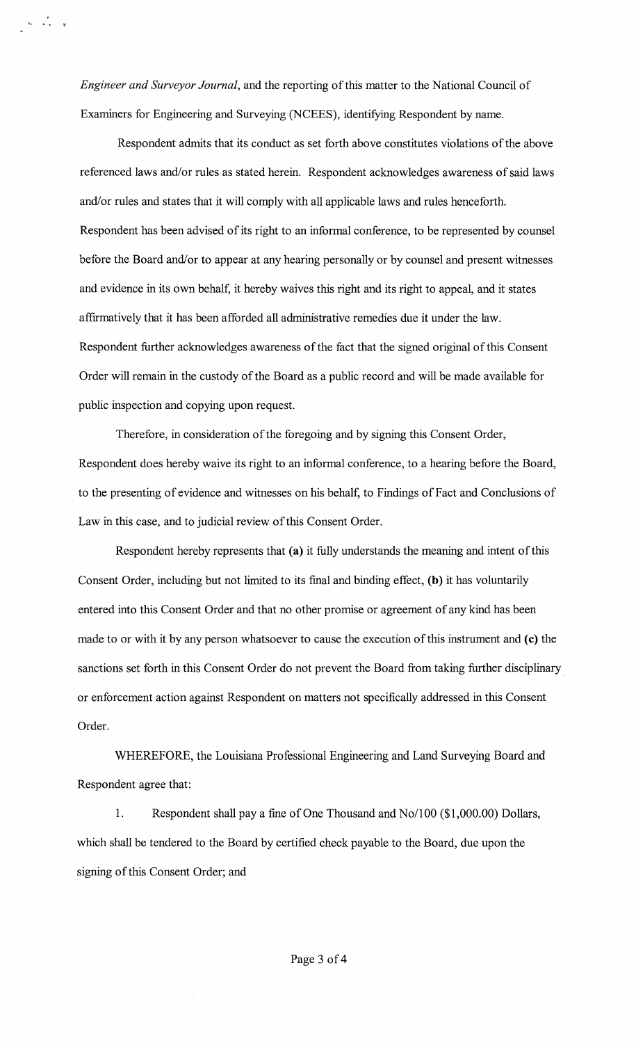*Engineer and Surveyor Journal*, and the reporting of this matter to the National Council of Examiners for Engineering and Surveying (NCEES), identifying Respondent by name.

Respondent admits that its conduct as set forth above constitutes violations of the above referenced laws and/or rules as stated herein. Respondent acknowledges awareness of said laws and/or rules and states that it will comply with all applicable laws and rules henceforth. Respondent has been advised of its right to an informal conference, to be represented by counsel before the Board and/or to appear at any hearing personally or by counsel and present witnesses and evidence in its own behalf, it hereby waives this right and its right to appeal, and it states affirmatively that it has been afforded all administrative remedies due it under the law. Respondent further acknowledges awareness of the fact that the signed original of this Consent Order will remain in the custody of the Board as a public record and will be made available for public inspection and copying upon request.

Therefore, in consideration of the foregoing and by signing this Consent Order, Respondent does hereby waive its right to an informal conference, to a hearing before the Board, to the presenting of evidence and witnesses on his behalf, to Findings of Fact and Conclusions of Law in this case, and to judicial review of this Consent Order.

Respondent hereby represents that **(a)** it fully understands the meaning and intent of this Consent Order, including but not limited to its final and binding effect, **(b)** it has voluntarily entered into this Consent Order and that no other promise or agreement of any kind has been made to or with it by any person whatsoever to cause the execution of this instrument and **(c)** the sanctions set forth in this Consent Order do not prevent the Board from taking further disciplinary or enforcement action against Respondent on matters not specifically addressed in this Consent Order.

WHEREFORE, the Louisiana Professional Engineering and Land Surveying Board and Respondent agree that:

1. Respondent shall pay a fine of One Thousand and No/100 ($1,000.00) Dollars, which shall be tendered to the Board by certified check payable to the Board, due upon the signing of this Consent Order; and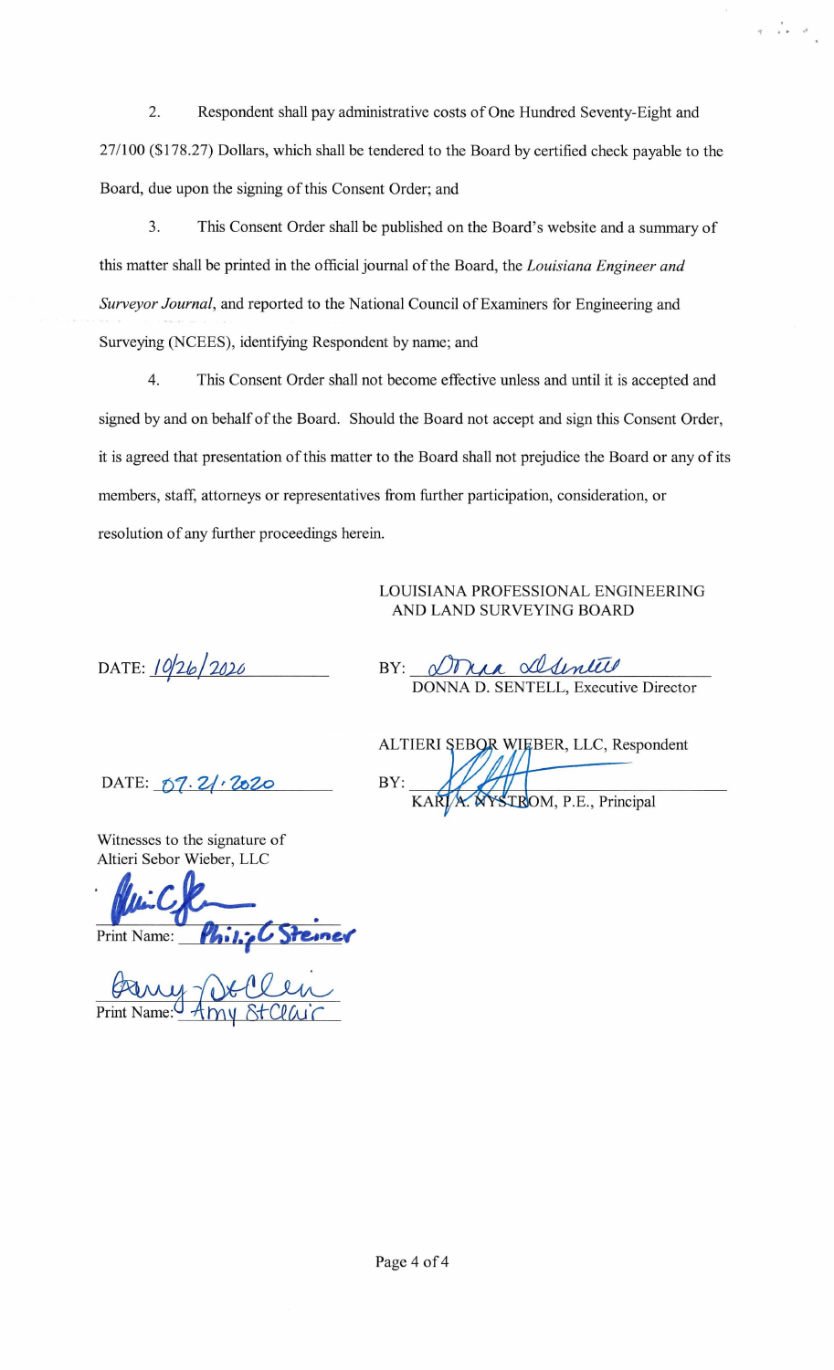2. Respondent shall pay administrative costs of One Hundred Seventy-Eight and 27/100 ($178.27) Dollars, which shall be tendered to the Board by certified check payable to the Board, due upon the signing of this Consent Order; and

3. This Consent Order shall be published on the Board's website and a summary of this matter shall be printed in the official journal of the Board, the *Louisiana Engineer and Surveyor Journal*, and reported to the National Council of Examiners for Engineering and Surveying (NCEES), identifying Respondent by name; and

4. This Consent Order shall not become effective unless and until it is accepted and signed by and on behalf of the Board. Should the Board not accept and sign this Consent Order, it is agreed that presentation of this matter to the Board shall not prejudice the Board or any of its members, staff, attorneys or representatives from further participation, consideration, or resolution of any further proceedings herein.

LOUISIANA PROFESSIONAL ENGINEERING AND LAND SURVEYING BOARD

DATE: 10/26/2020

BY: Donna Sentell
DONNA D. SENTELL, Executive Director

ALTIERI SEBOR WIEBER, LLC, Respondent

DATE: 07.21.2020

BY: ______________________
KARL A. NYSTROM, P.E., Principal

Witnesses to the signature of Altieri Sebor Wieber, LLC

______________________
Print Name: Philip C Steiner

______________________
Print Name: Amy StClair